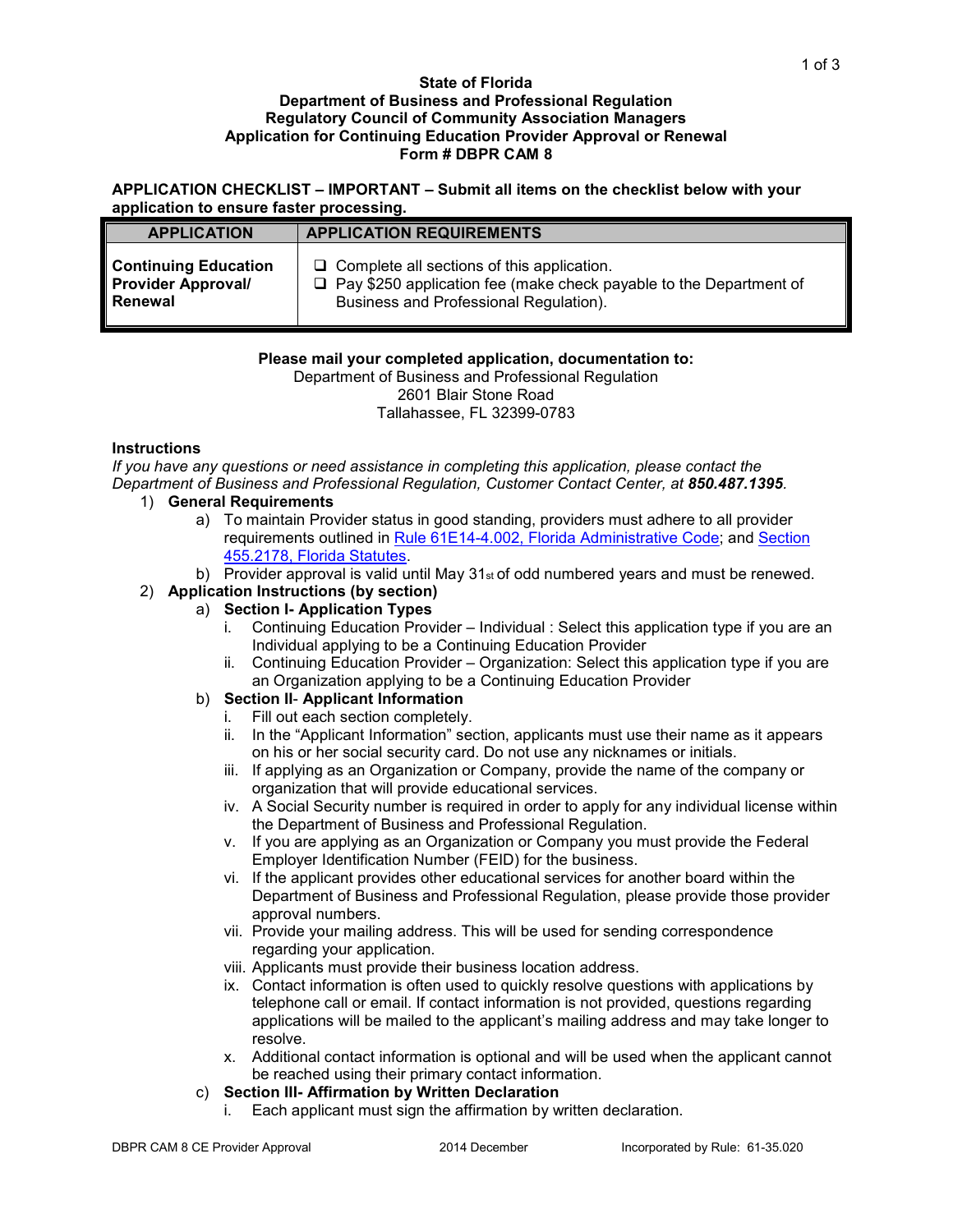**State of Florida**
**Department of Business and Professional Regulation**
**Regulatory Council of Community Association Managers**
**Application for Continuing Education Provider Approval or Renewal**
**Form # DBPR CAM 8**

**APPLICATION CHECKLIST – IMPORTANT – Submit all items on the checklist below with your application to ensure faster processing.**

| APPLICATION | APPLICATION REQUIREMENTS |
|---|---|
| **Continuing Education Provider Approval/ Renewal** | ❑ Complete all sections of this application.<br>❑ Pay $250 application fee (make check payable to the Department of Business and Professional Regulation). |

**Please mail your completed application, documentation to:**
Department of Business and Professional Regulation
2601 Blair Stone Road
Tallahassee, FL 32399-0783

**Instructions**

*If you have any questions or need assistance in completing this application, please contact the Department of Business and Professional Regulation, Customer Contact Center, at **850.487.1395**.*

1) **General Requirements**
   a) To maintain Provider status in good standing, providers must adhere to all provider requirements outlined in Rule 61E14-4.002, Florida Administrative Code; and Section 455.2178, Florida Statutes.
   b) Provider approval is valid until May 31st of odd numbered years and must be renewed.
2) **Application Instructions (by section)**
   a) **Section I- Application Types**
      i. Continuing Education Provider – Individual : Select this application type if you are an Individual applying to be a Continuing Education Provider
      ii. Continuing Education Provider – Organization: Select this application type if you are an Organization applying to be a Continuing Education Provider
   b) **Section II- Applicant Information**
      i. Fill out each section completely.
      ii. In the "Applicant Information" section, applicants must use their name as it appears on his or her social security card. Do not use any nicknames or initials.
      iii. If applying as an Organization or Company, provide the name of the company or organization that will provide educational services.
      iv. A Social Security number is required in order to apply for any individual license within the Department of Business and Professional Regulation.
      v. If you are applying as an Organization or Company you must provide the Federal Employer Identification Number (FEID) for the business.
      vi. If the applicant provides other educational services for another board within the Department of Business and Professional Regulation, please provide those provider approval numbers.
      vii. Provide your mailing address. This will be used for sending correspondence regarding your application.
      viii. Applicants must provide their business location address.
      ix. Contact information is often used to quickly resolve questions with applications by telephone call or email. If contact information is not provided, questions regarding applications will be mailed to the applicant's mailing address and may take longer to resolve.
      x. Additional contact information is optional and will be used when the applicant cannot be reached using their primary contact information.
   c) **Section III- Affirmation by Written Declaration**
      i. Each applicant must sign the affirmation by written declaration.

DBPR CAM 8 CE Provider Approval — 2014 December — Incorporated by Rule: 61-35.020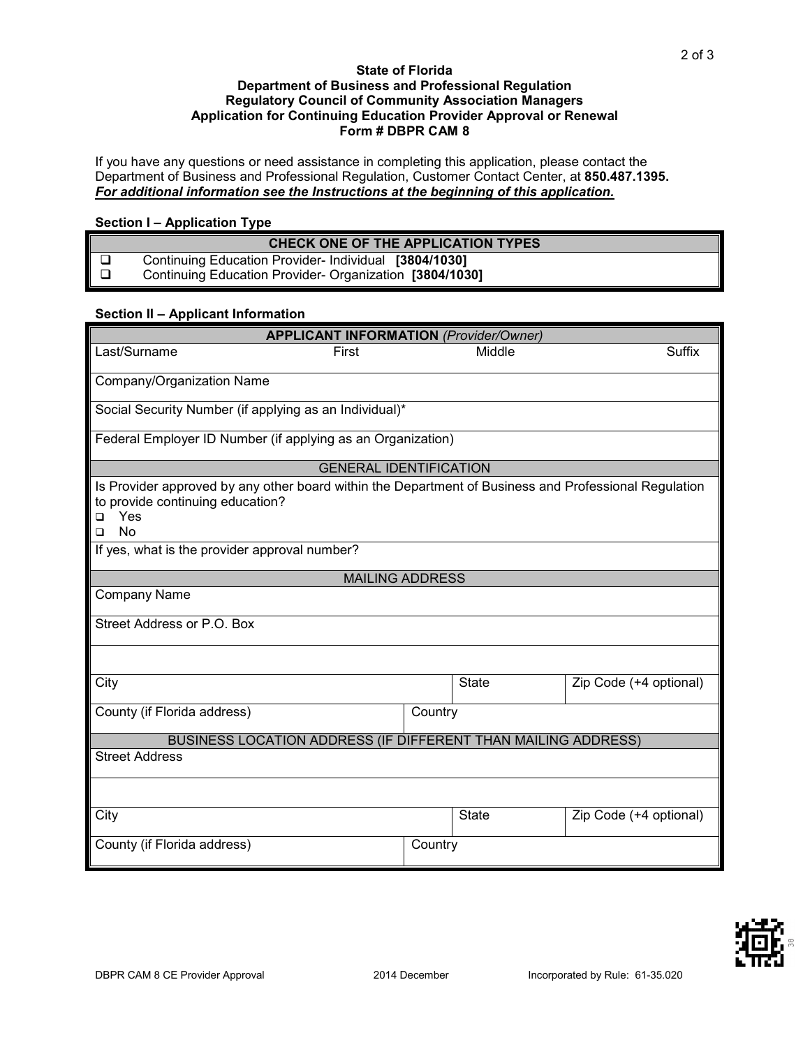**State of Florida**
**Department of Business and Professional Regulation**
**Regulatory Council of Community Association Managers**
**Application for Continuing Education Provider Approval or Renewal**
**Form # DBPR CAM 8**

If you have any questions or need assistance in completing this application, please contact the Department of Business and Professional Regulation, Customer Contact Center, at **850.487.1395.**
***For additional information see the Instructions at the beginning of this application.***

**Section I – Application Type**

| CHECK ONE OF THE APPLICATION TYPES |
|---|
| ❑ Continuing Education Provider- Individual **[3804/1030]** |
| ❑ Continuing Education Provider- Organization **[3804/1030]** |

**Section II – Applicant Information**

| APPLICANT INFORMATION *(Provider/Owner)* | | | |
|---|---|---|---|
| Last/Surname | First | Middle | Suffix |
| Company/Organization Name | | | |
| Social Security Number (if applying as an Individual)* | | | |
| Federal Employer ID Number (if applying as an Organization) | | | |
| GENERAL IDENTIFICATION | | | |
| Is Provider approved by any other board within the Department of Business and Professional Regulation to provide continuing education?<br>❑ Yes<br>❑ No | | | |
| If yes, what is the provider approval number? | | | |
| MAILING ADDRESS | | | |
| Company Name | | | |
| Street Address or P.O. Box | | | |
| | | | |
| City | | State | Zip Code (+4 optional) |
| County (if Florida address) | Country | | |
| BUSINESS LOCATION ADDRESS (IF DIFFERENT THAN MAILING ADDRESS) | | | |
| Street Address | | | |
| | | | |
| City | | State | Zip Code (+4 optional) |
| County (if Florida address) | Country | | |

DBPR CAM 8 CE Provider Approval 2014 December Incorporated by Rule: 61-35.020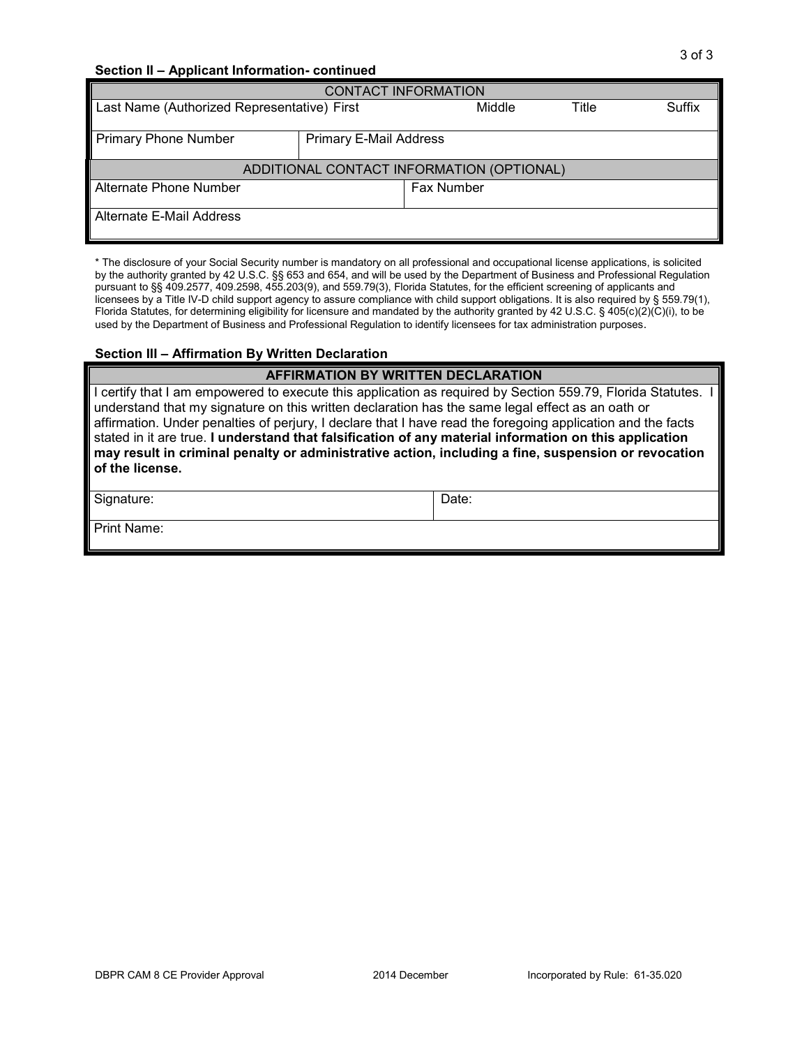### Section II – Applicant Information- continued

| CONTACT INFORMATION | | | | |
|---|---|---|---|---|
| Last Name (Authorized Representative) | First | Middle | Title | Suffix |
| Primary Phone Number | Primary E-Mail Address | | | |

| ADDITIONAL CONTACT INFORMATION (OPTIONAL) | |
|---|---|
| Alternate Phone Number | Fax Number |
| Alternate E-Mail Address | |

* The disclosure of your Social Security number is mandatory on all professional and occupational license applications, is solicited by the authority granted by 42 U.S.C. §§ 653 and 654, and will be used by the Department of Business and Professional Regulation pursuant to §§ 409.2577, 409.2598, 455.203(9), and 559.79(3), Florida Statutes, for the efficient screening of applicants and licensees by a Title IV-D child support agency to assure compliance with child support obligations. It is also required by § 559.79(1), Florida Statutes, for determining eligibility for licensure and mandated by the authority granted by 42 U.S.C. § 405(c)(2)(C)(i), to be used by the Department of Business and Professional Regulation to identify licensees for tax administration purposes.

### Section III – Affirmation By Written Declaration

| AFFIRMATION BY WRITTEN DECLARATION | |
|---|---|
| I certify that I am empowered to execute this application as required by Section 559.79, Florida Statutes. I understand that my signature on this written declaration has the same legal effect as an oath or affirmation. Under penalties of perjury, I declare that I have read the foregoing application and the facts stated in it are true. **I understand that falsification of any material information on this application may result in criminal penalty or administrative action, including a fine, suspension or revocation of the license.** | |
| Signature: | Date: |
| Print Name: | |

DBPR CAM 8 CE Provider Approval 2014 December Incorporated by Rule: 61-35.020